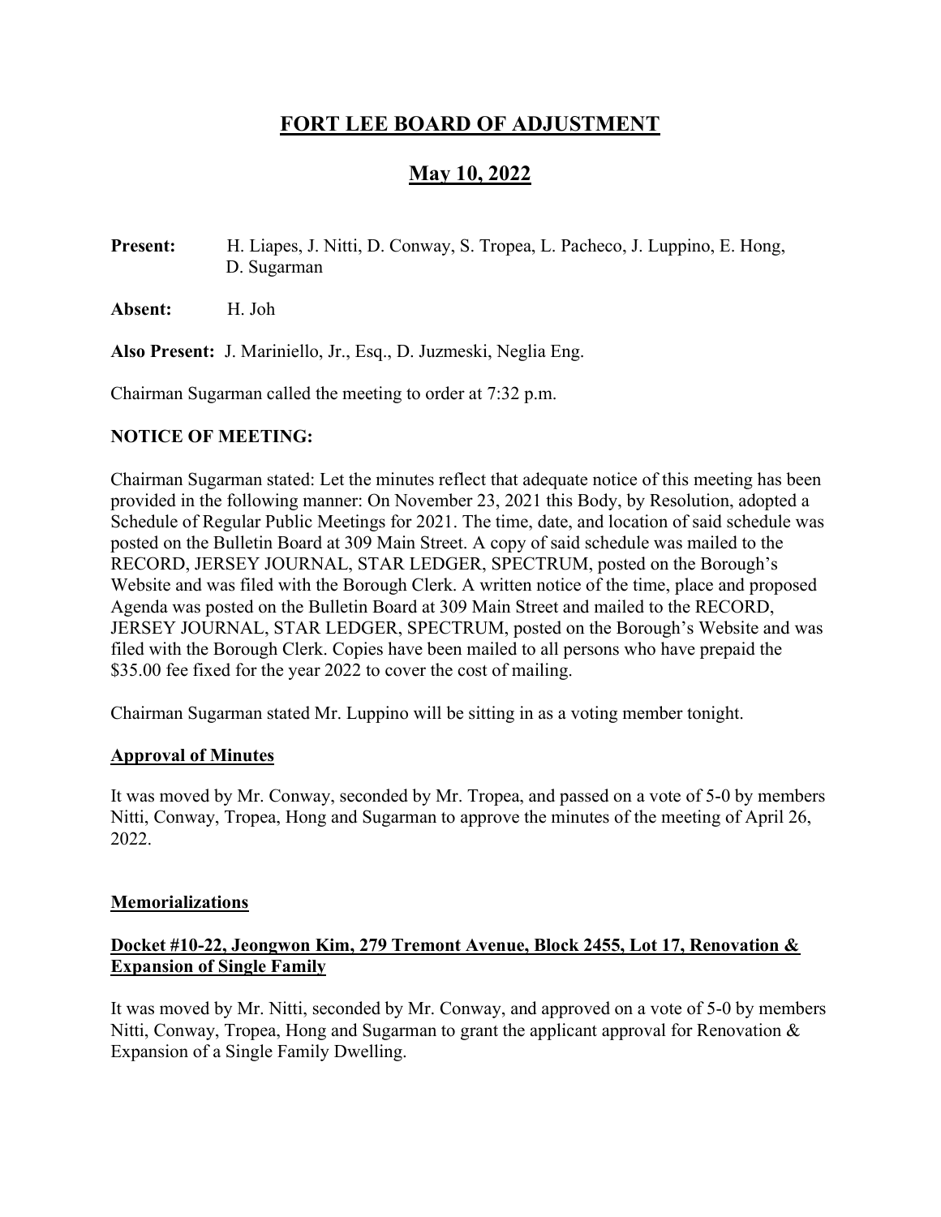# FORT LEE BOARD OF ADJUSTMENT

## May 10, 2022

**Present:** H. Liapes, J. Nitti, D. Conway, S. Tropea, L. Pacheco, J. Luppino, E. Hong, D. Sugarman

**Absent:** H. Joh

**Also Present:** J. Mariniello, Jr., Esq., D. Juzmeski, Neglia Eng.

Chairman Sugarman called the meeting to order at 7:32 p.m.

**NOTICE OF MEETING:**

Chairman Sugarman stated: Let the minutes reflect that adequate notice of this meeting has been provided in the following manner: On November 23, 2021 this Body, by Resolution, adopted a Schedule of Regular Public Meetings for 2021. The time, date, and location of said schedule was posted on the Bulletin Board at 309 Main Street. A copy of said schedule was mailed to the RECORD, JERSEY JOURNAL, STAR LEDGER, SPECTRUM, posted on the Borough's Website and was filed with the Borough Clerk. A written notice of the time, place and proposed Agenda was posted on the Bulletin Board at 309 Main Street and mailed to the RECORD, JERSEY JOURNAL, STAR LEDGER, SPECTRUM, posted on the Borough's Website and was filed with the Borough Clerk. Copies have been mailed to all persons who have prepaid the $35.00 fee fixed for the year 2022 to cover the cost of mailing.

Chairman Sugarman stated Mr. Luppino will be sitting in as a voting member tonight.

**Approval of Minutes**

It was moved by Mr. Conway, seconded by Mr. Tropea, and passed on a vote of 5-0 by members Nitti, Conway, Tropea, Hong and Sugarman to approve the minutes of the meeting of April 26, 2022.

**Memorializations**

**Docket #10-22, Jeongwon Kim, 279 Tremont Avenue, Block 2455, Lot 17, Renovation & Expansion of Single Family**

It was moved by Mr. Nitti, seconded by Mr. Conway, and approved on a vote of 5-0 by members Nitti, Conway, Tropea, Hong and Sugarman to grant the applicant approval for Renovation & Expansion of a Single Family Dwelling.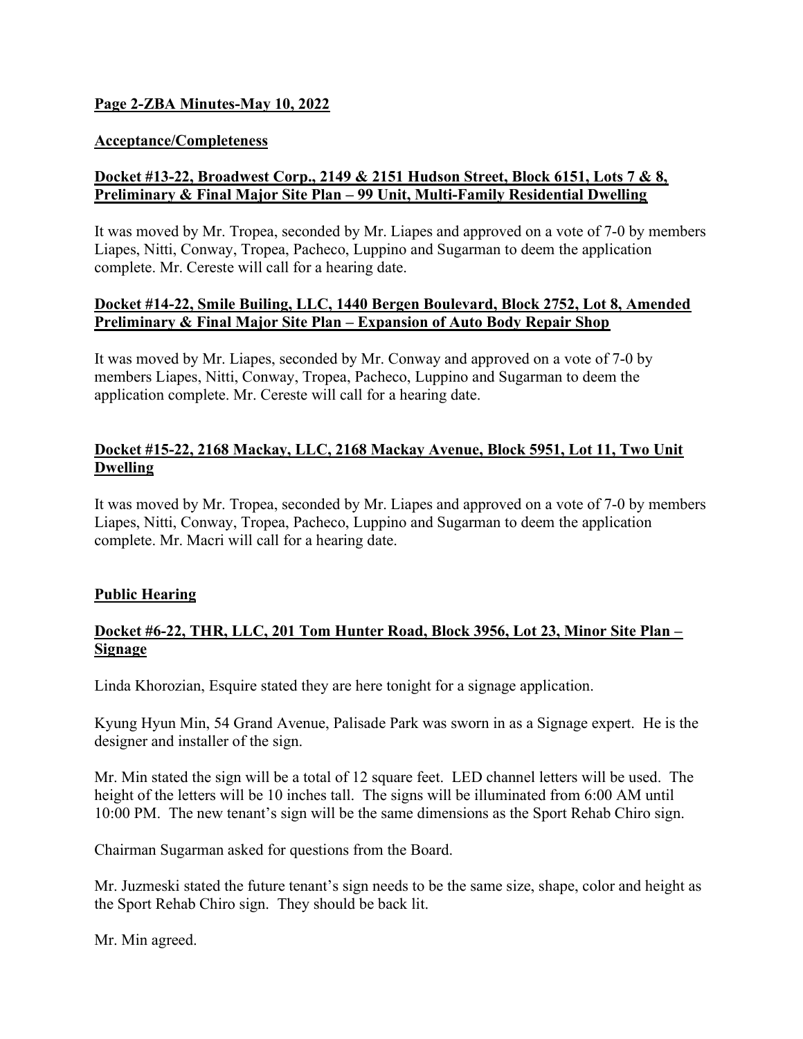**Page 2-ZBA Minutes-May 10, 2022**

**Acceptance/Completeness**

**Docket #13-22, Broadwest Corp., 2149 & 2151 Hudson Street, Block 6151, Lots 7 & 8, Preliminary & Final Major Site Plan – 99 Unit, Multi-Family Residential Dwelling**

It was moved by Mr. Tropea, seconded by Mr. Liapes and approved on a vote of 7-0 by members Liapes, Nitti, Conway, Tropea, Pacheco, Luppino and Sugarman to deem the application complete. Mr. Cereste will call for a hearing date.

**Docket #14-22, Smile Builing, LLC, 1440 Bergen Boulevard, Block 2752, Lot 8, Amended Preliminary & Final Major Site Plan – Expansion of Auto Body Repair Shop**

It was moved by Mr. Liapes, seconded by Mr. Conway and approved on a vote of 7-0 by members Liapes, Nitti, Conway, Tropea, Pacheco, Luppino and Sugarman to deem the application complete. Mr. Cereste will call for a hearing date.

**Docket #15-22, 2168 Mackay, LLC, 2168 Mackay Avenue, Block 5951, Lot 11, Two Unit Dwelling**

It was moved by Mr. Tropea, seconded by Mr. Liapes and approved on a vote of 7-0 by members Liapes, Nitti, Conway, Tropea, Pacheco, Luppino and Sugarman to deem the application complete. Mr. Macri will call for a hearing date.

**Public Hearing**

**Docket #6-22, THR, LLC, 201 Tom Hunter Road, Block 3956, Lot 23, Minor Site Plan – Signage**

Linda Khorozian, Esquire stated they are here tonight for a signage application.

Kyung Hyun Min, 54 Grand Avenue, Palisade Park was sworn in as a Signage expert. He is the designer and installer of the sign.

Mr. Min stated the sign will be a total of 12 square feet. LED channel letters will be used. The height of the letters will be 10 inches tall. The signs will be illuminated from 6:00 AM until 10:00 PM. The new tenant's sign will be the same dimensions as the Sport Rehab Chiro sign.

Chairman Sugarman asked for questions from the Board.

Mr. Juzmeski stated the future tenant's sign needs to be the same size, shape, color and height as the Sport Rehab Chiro sign. They should be back lit.

Mr. Min agreed.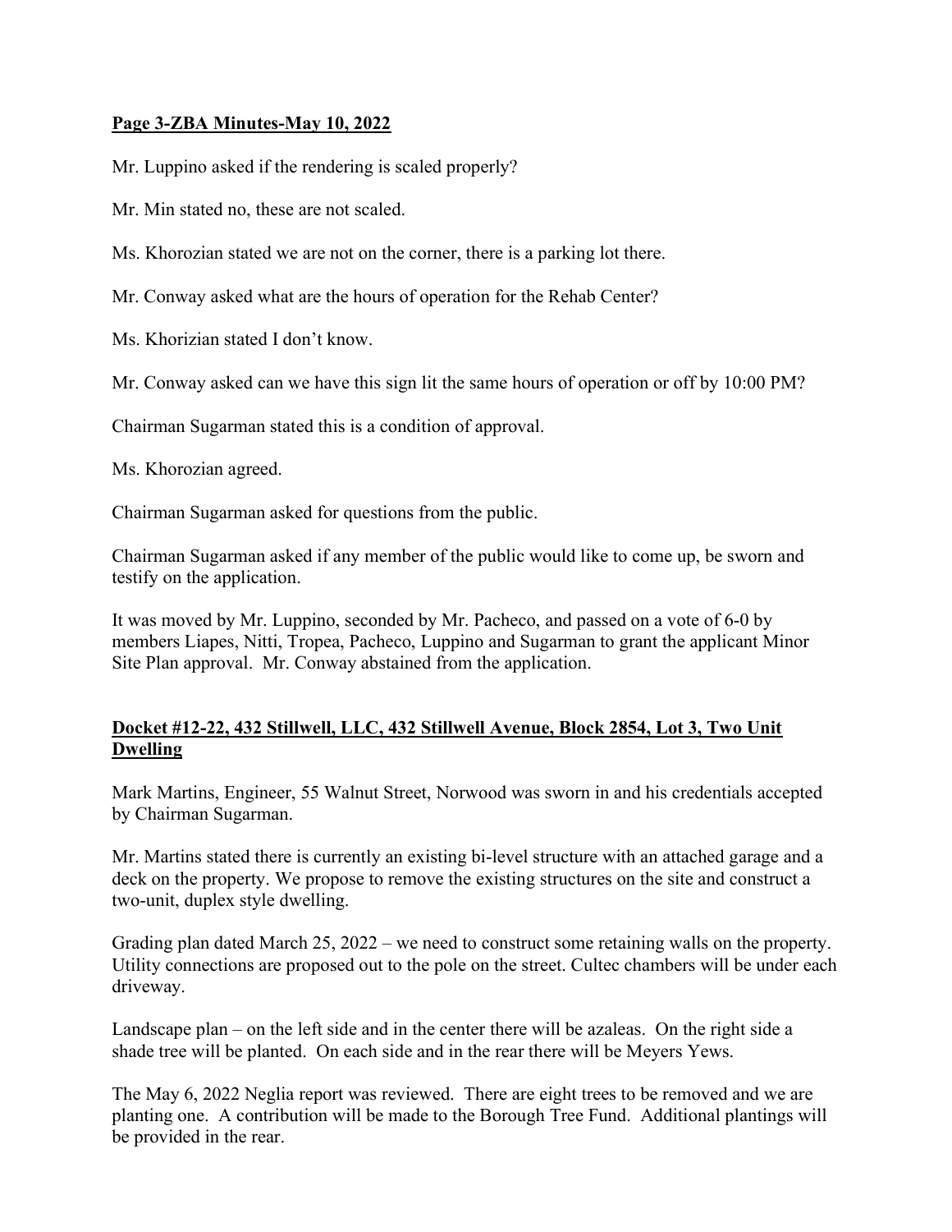**Page 3-ZBA Minutes-May 10, 2022**

Mr. Luppino asked if the rendering is scaled properly?

Mr. Min stated no, these are not scaled.

Ms. Khorozian stated we are not on the corner, there is a parking lot there.

Mr. Conway asked what are the hours of operation for the Rehab Center?

Ms. Khorizian stated I don't know.

Mr. Conway asked can we have this sign lit the same hours of operation or off by 10:00 PM?

Chairman Sugarman stated this is a condition of approval.

Ms. Khorozian agreed.

Chairman Sugarman asked for questions from the public.

Chairman Sugarman asked if any member of the public would like to come up, be sworn and testify on the application.

It was moved by Mr. Luppino, seconded by Mr. Pacheco, and passed on a vote of 6-0 by members Liapes, Nitti, Tropea, Pacheco, Luppino and Sugarman to grant the applicant Minor Site Plan approval. Mr. Conway abstained from the application.

**Docket #12-22, 432 Stillwell, LLC, 432 Stillwell Avenue, Block 2854, Lot 3, Two Unit Dwelling**

Mark Martins, Engineer, 55 Walnut Street, Norwood was sworn in and his credentials accepted by Chairman Sugarman.

Mr. Martins stated there is currently an existing bi-level structure with an attached garage and a deck on the property. We propose to remove the existing structures on the site and construct a two-unit, duplex style dwelling.

Grading plan dated March 25, 2022 – we need to construct some retaining walls on the property. Utility connections are proposed out to the pole on the street. Cultec chambers will be under each driveway.

Landscape plan – on the left side and in the center there will be azaleas. On the right side a shade tree will be planted. On each side and in the rear there will be Meyers Yews.

The May 6, 2022 Neglia report was reviewed. There are eight trees to be removed and we are planting one. A contribution will be made to the Borough Tree Fund. Additional plantings will be provided in the rear.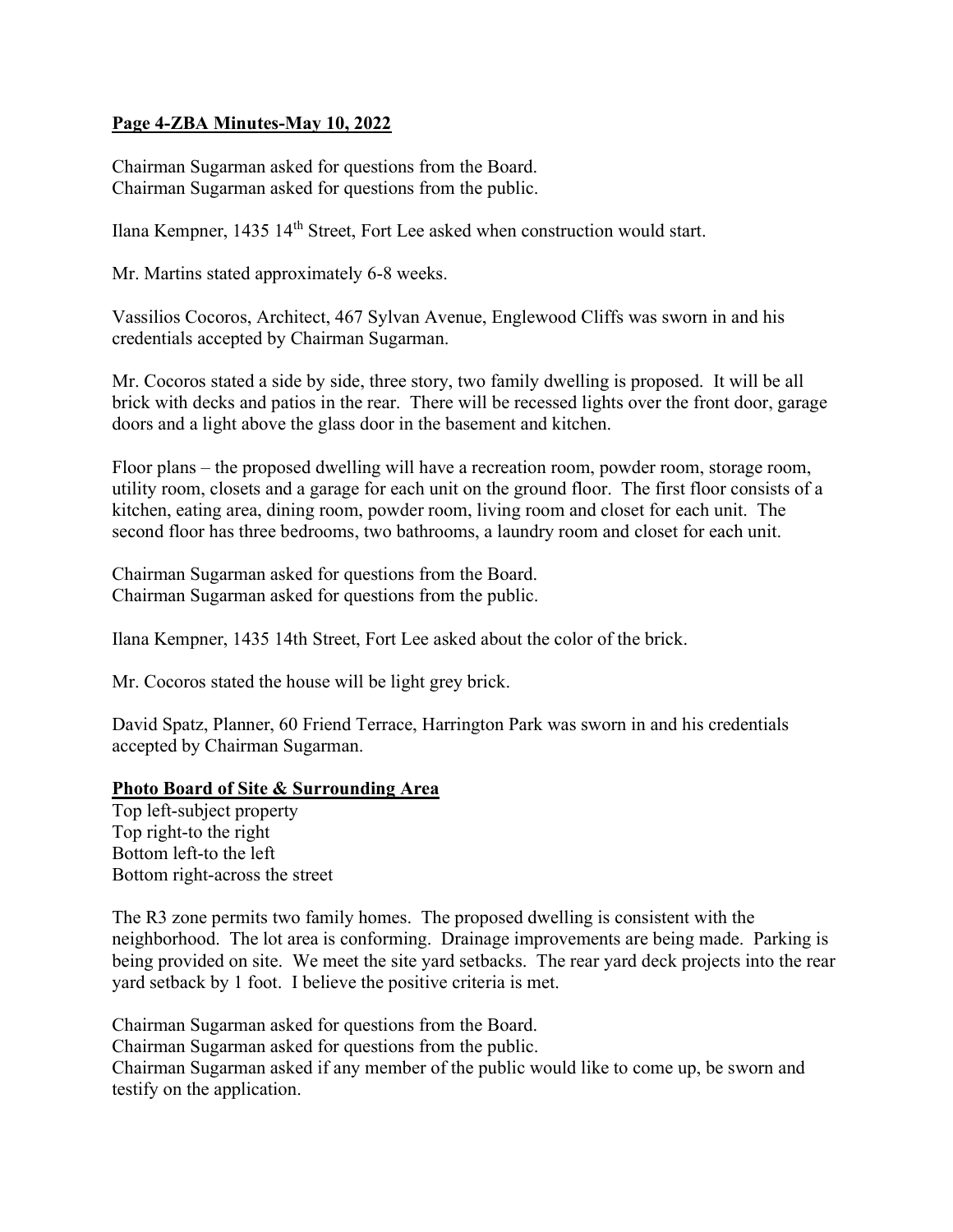Chairman Sugarman asked for questions from the Board.
Chairman Sugarman asked for questions from the public.

Ilana Kempner, 1435 14th Street, Fort Lee asked when construction would start.

Mr. Martins stated approximately 6-8 weeks.

Vassilios Cocoros, Architect, 467 Sylvan Avenue, Englewood Cliffs was sworn in and his credentials accepted by Chairman Sugarman.

Mr. Cocoros stated a side by side, three story, two family dwelling is proposed. It will be all brick with decks and patios in the rear. There will be recessed lights over the front door, garage doors and a light above the glass door in the basement and kitchen.

Floor plans – the proposed dwelling will have a recreation room, powder room, storage room, utility room, closets and a garage for each unit on the ground floor. The first floor consists of a kitchen, eating area, dining room, powder room, living room and closet for each unit. The second floor has three bedrooms, two bathrooms, a laundry room and closet for each unit.

Chairman Sugarman asked for questions from the Board.
Chairman Sugarman asked for questions from the public.

Ilana Kempner, 1435 14th Street, Fort Lee asked about the color of the brick.

Mr. Cocoros stated the house will be light grey brick.

David Spatz, Planner, 60 Friend Terrace, Harrington Park was sworn in and his credentials accepted by Chairman Sugarman.

**Photo Board of Site & Surrounding Area**

Top left-subject property
Top right-to the right
Bottom left-to the left
Bottom right-across the street

The R3 zone permits two family homes. The proposed dwelling is consistent with the neighborhood. The lot area is conforming. Drainage improvements are being made. Parking is being provided on site. We meet the site yard setbacks. The rear yard deck projects into the rear yard setback by 1 foot. I believe the positive criteria is met.

Chairman Sugarman asked for questions from the Board.
Chairman Sugarman asked for questions from the public.
Chairman Sugarman asked if any member of the public would like to come up, be sworn and testify on the application.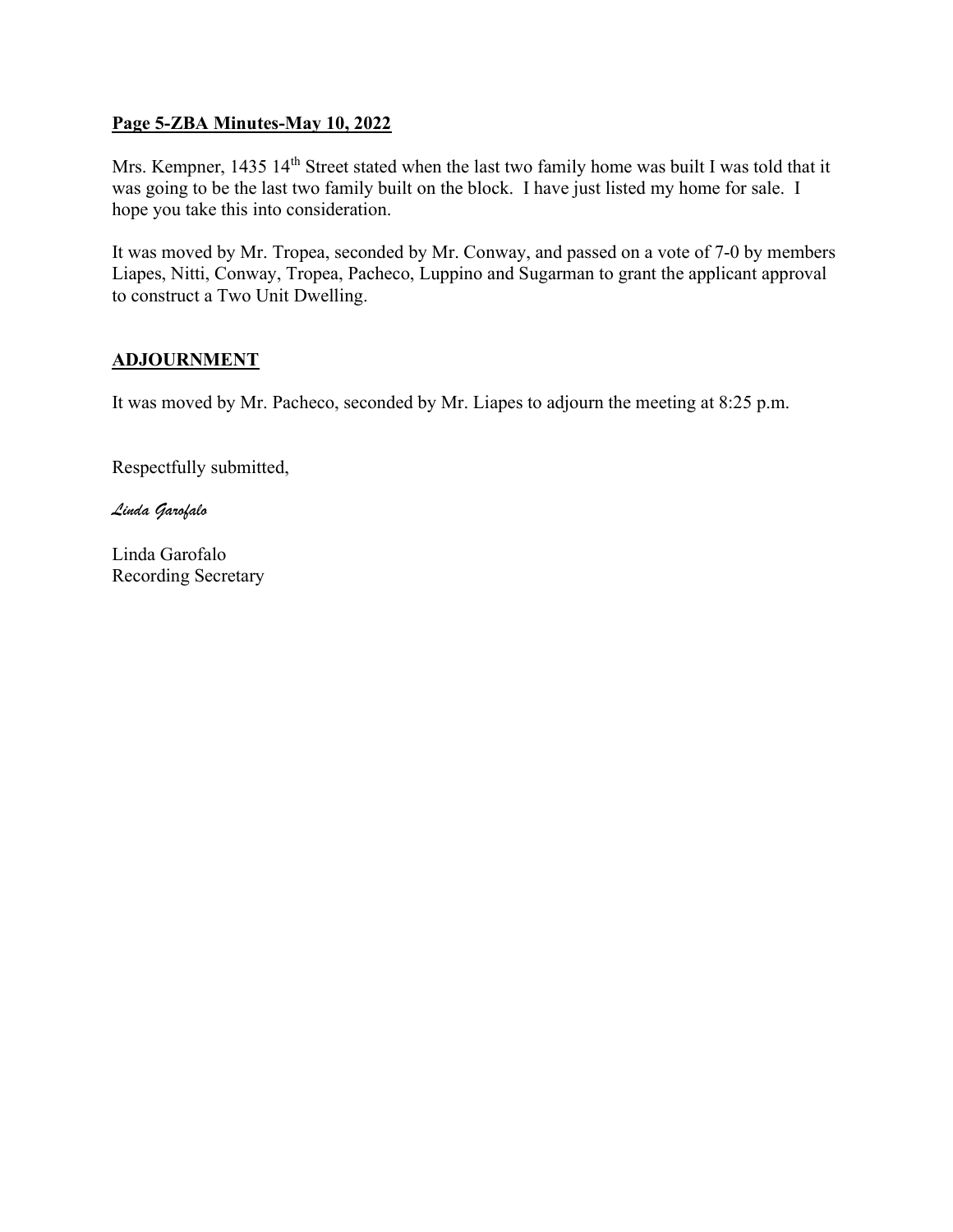Mrs. Kempner, 1435 14th Street stated when the last two family home was built I was told that it was going to be the last two family built on the block. I have just listed my home for sale. I hope you take this into consideration.

It was moved by Mr. Tropea, seconded by Mr. Conway, and passed on a vote of 7-0 by members Liapes, Nitti, Conway, Tropea, Pacheco, Luppino and Sugarman to grant the applicant approval to construct a Two Unit Dwelling.

## ADJOURNMENT

It was moved by Mr. Pacheco, seconded by Mr. Liapes to adjourn the meeting at 8:25 p.m.

Respectfully submitted,

*Linda Garofalo*

Linda Garofalo
Recording Secretary